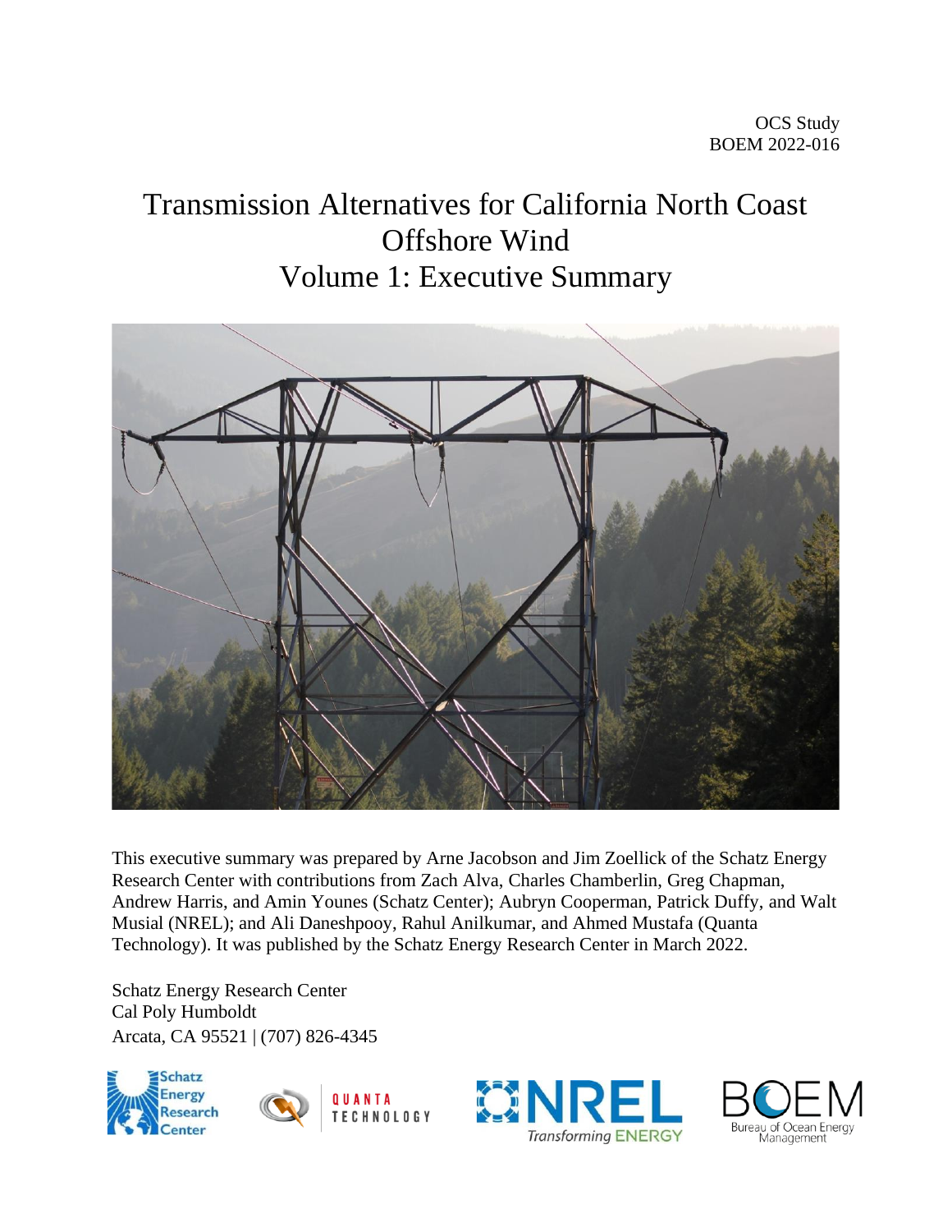OCS Study
BOEM 2022-016

# Transmission Alternatives for California North Coast Offshore Wind
# Volume 1: Executive Summary

This executive summary was prepared by Arne Jacobson and Jim Zoellick of the Schatz Energy Research Center with contributions from Zach Alva, Charles Chamberlin, Greg Chapman, Andrew Harris, and Amin Younes (Schatz Center); Aubryn Cooperman, Patrick Duffy, and Walt Musial (NREL); and Ali Daneshpooy, Rahul Anilkumar, and Ahmed Mustafa (Quanta Technology). It was published by the Schatz Energy Research Center in March 2022.

Schatz Energy Research Center
Cal Poly Humboldt
Arcata, CA 95521 | (707) 826-4345

Schatz Energy Research Center

QUANTA TECHNOLOGY

NREL Transforming ENERGY

BOEM Bureau of Ocean Energy Management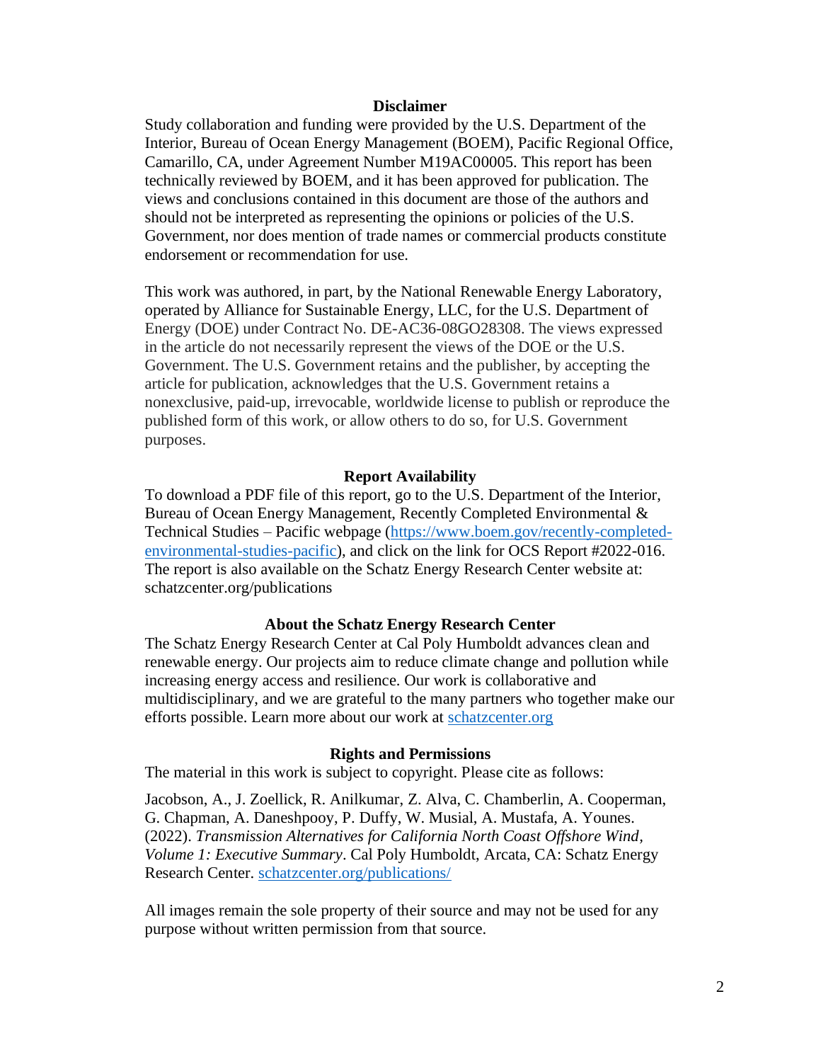## Disclaimer

Study collaboration and funding were provided by the U.S. Department of the Interior, Bureau of Ocean Energy Management (BOEM), Pacific Regional Office, Camarillo, CA, under Agreement Number M19AC00005. This report has been technically reviewed by BOEM, and it has been approved for publication. The views and conclusions contained in this document are those of the authors and should not be interpreted as representing the opinions or policies of the U.S. Government, nor does mention of trade names or commercial products constitute endorsement or recommendation for use.

This work was authored, in part, by the National Renewable Energy Laboratory, operated by Alliance for Sustainable Energy, LLC, for the U.S. Department of Energy (DOE) under Contract No. DE-AC36-08GO28308. The views expressed in the article do not necessarily represent the views of the DOE or the U.S. Government. The U.S. Government retains and the publisher, by accepting the article for publication, acknowledges that the U.S. Government retains a nonexclusive, paid-up, irrevocable, worldwide license to publish or reproduce the published form of this work, or allow others to do so, for U.S. Government purposes.

## Report Availability

To download a PDF file of this report, go to the U.S. Department of the Interior, Bureau of Ocean Energy Management, Recently Completed Environmental & Technical Studies – Pacific webpage ([https://www.boem.gov/recently-completed-environmental-studies-pacific](https://www.boem.gov/recently-completed-environmental-studies-pacific)), and click on the link for OCS Report #2022-016. The report is also available on the Schatz Energy Research Center website at: schatzcenter.org/publications

## About the Schatz Energy Research Center

The Schatz Energy Research Center at Cal Poly Humboldt advances clean and renewable energy. Our projects aim to reduce climate change and pollution while increasing energy access and resilience. Our work is collaborative and multidisciplinary, and we are grateful to the many partners who together make our efforts possible. Learn more about our work at [schatzcenter.org](schatzcenter.org)

## Rights and Permissions

The material in this work is subject to copyright. Please cite as follows:

Jacobson, A., J. Zoellick, R. Anilkumar, Z. Alva, C. Chamberlin, A. Cooperman, G. Chapman, A. Daneshpooy, P. Duffy, W. Musial, A. Mustafa, A. Younes. (2022). *Transmission Alternatives for California North Coast Offshore Wind, Volume 1: Executive Summary*. Cal Poly Humboldt, Arcata, CA: Schatz Energy Research Center. [schatzcenter.org/publications/](schatzcenter.org/publications/)

All images remain the sole property of their source and may not be used for any purpose without written permission from that source.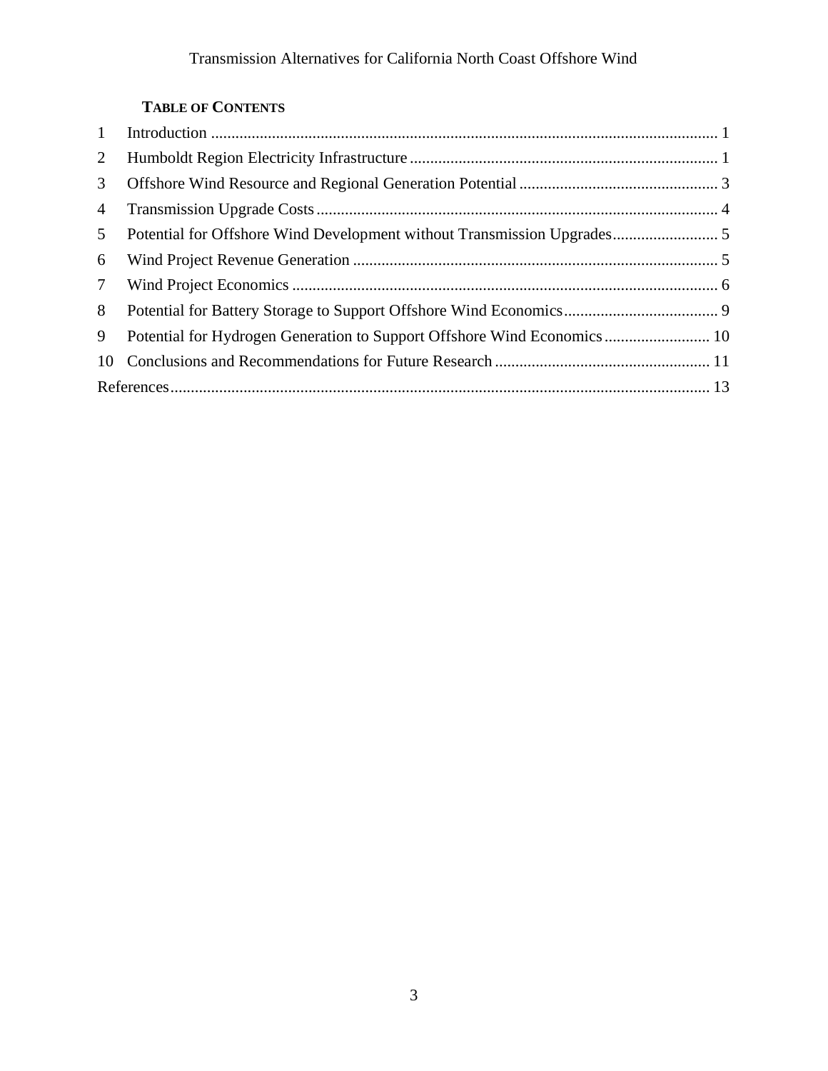**TABLE OF CONTENTS**

1 Introduction ............................................................................................................................ 1

2 Humboldt Region Electricity Infrastructure ............................................................................ 1

3 Offshore Wind Resource and Regional Generation Potential ................................................. 3

4 Transmission Upgrade Costs ................................................................................................... 4

5 Potential for Offshore Wind Development without Transmission Upgrades .......................... 5

6 Wind Project Revenue Generation .......................................................................................... 5

7 Wind Project Economics ......................................................................................................... 6

8 Potential for Battery Storage to Support Offshore Wind Economics ...................................... 9

9 Potential for Hydrogen Generation to Support Offshore Wind Economics .......................... 10

10 Conclusions and Recommendations for Future Research ..................................................... 11

References ..................................................................................................................................... 13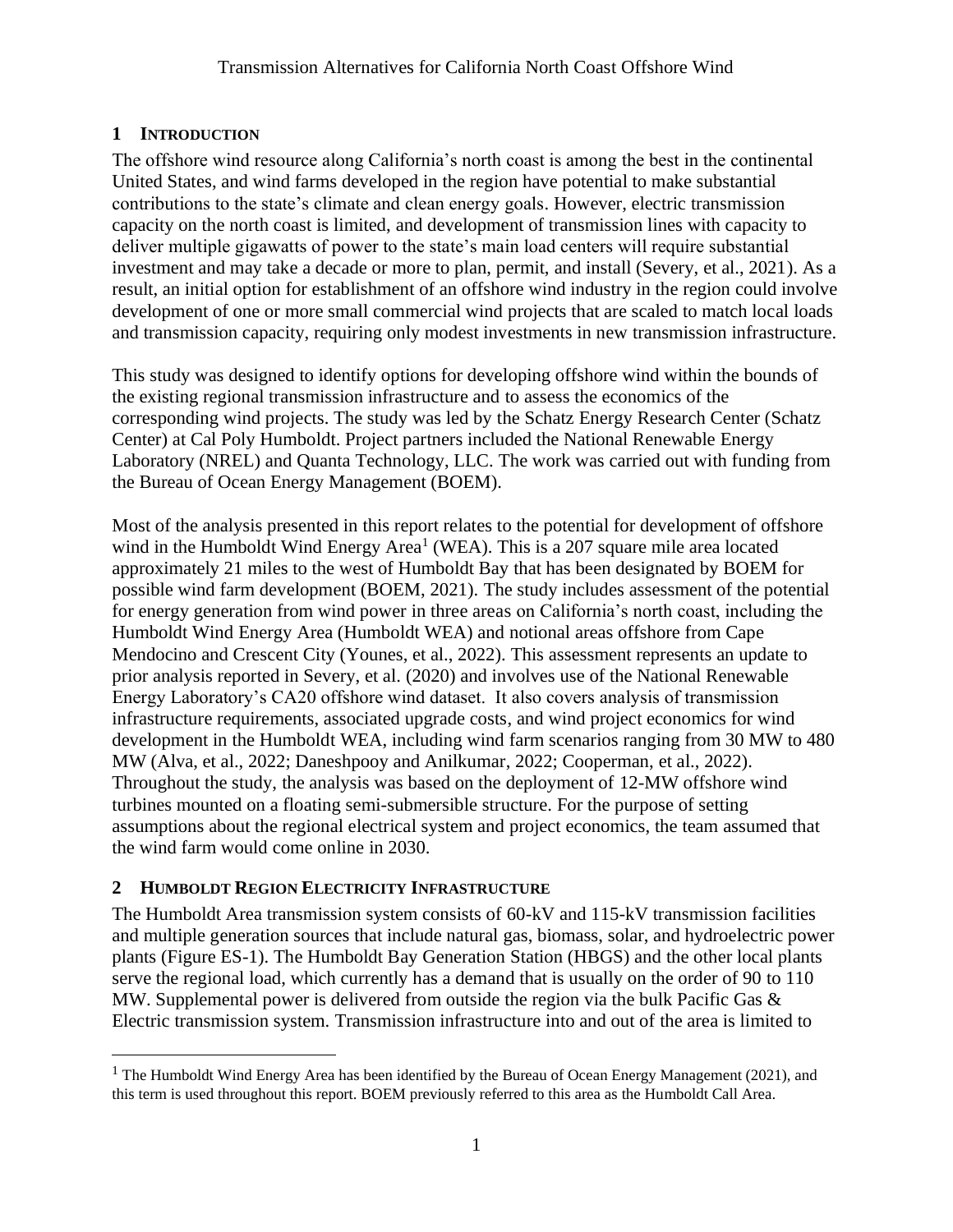## 1 Introduction

The offshore wind resource along California's north coast is among the best in the continental United States, and wind farms developed in the region have potential to make substantial contributions to the state's climate and clean energy goals. However, electric transmission capacity on the north coast is limited, and development of transmission lines with capacity to deliver multiple gigawatts of power to the state's main load centers will require substantial investment and may take a decade or more to plan, permit, and install (Severy, et al., 2021). As a result, an initial option for establishment of an offshore wind industry in the region could involve development of one or more small commercial wind projects that are scaled to match local loads and transmission capacity, requiring only modest investments in new transmission infrastructure.

This study was designed to identify options for developing offshore wind within the bounds of the existing regional transmission infrastructure and to assess the economics of the corresponding wind projects. The study was led by the Schatz Energy Research Center (Schatz Center) at Cal Poly Humboldt. Project partners included the National Renewable Energy Laboratory (NREL) and Quanta Technology, LLC. The work was carried out with funding from the Bureau of Ocean Energy Management (BOEM).

Most of the analysis presented in this report relates to the potential for development of offshore wind in the Humboldt Wind Energy Area[1] (WEA). This is a 207 square mile area located approximately 21 miles to the west of Humboldt Bay that has been designated by BOEM for possible wind farm development (BOEM, 2021). The study includes assessment of the potential for energy generation from wind power in three areas on California's north coast, including the Humboldt Wind Energy Area (Humboldt WEA) and notional areas offshore from Cape Mendocino and Crescent City (Younes, et al., 2022). This assessment represents an update to prior analysis reported in Severy, et al. (2020) and involves use of the National Renewable Energy Laboratory's CA20 offshore wind dataset. It also covers analysis of transmission infrastructure requirements, associated upgrade costs, and wind project economics for wind development in the Humboldt WEA, including wind farm scenarios ranging from 30 MW to 480 MW (Alva, et al., 2022; Daneshpooy and Anilkumar, 2022; Cooperman, et al., 2022). Throughout the study, the analysis was based on the deployment of 12-MW offshore wind turbines mounted on a floating semi-submersible structure. For the purpose of setting assumptions about the regional electrical system and project economics, the team assumed that the wind farm would come online in 2030.

## 2 Humboldt Region Electricity Infrastructure

The Humboldt Area transmission system consists of 60-kV and 115-kV transmission facilities and multiple generation sources that include natural gas, biomass, solar, and hydroelectric power plants (Figure ES-1). The Humboldt Bay Generation Station (HBGS) and the other local plants serve the regional load, which currently has a demand that is usually on the order of 90 to 110 MW. Supplemental power is delivered from outside the region via the bulk Pacific Gas & Electric transmission system. Transmission infrastructure into and out of the area is limited to

[1] The Humboldt Wind Energy Area has been identified by the Bureau of Ocean Energy Management (2021), and this term is used throughout this report. BOEM previously referred to this area as the Humboldt Call Area.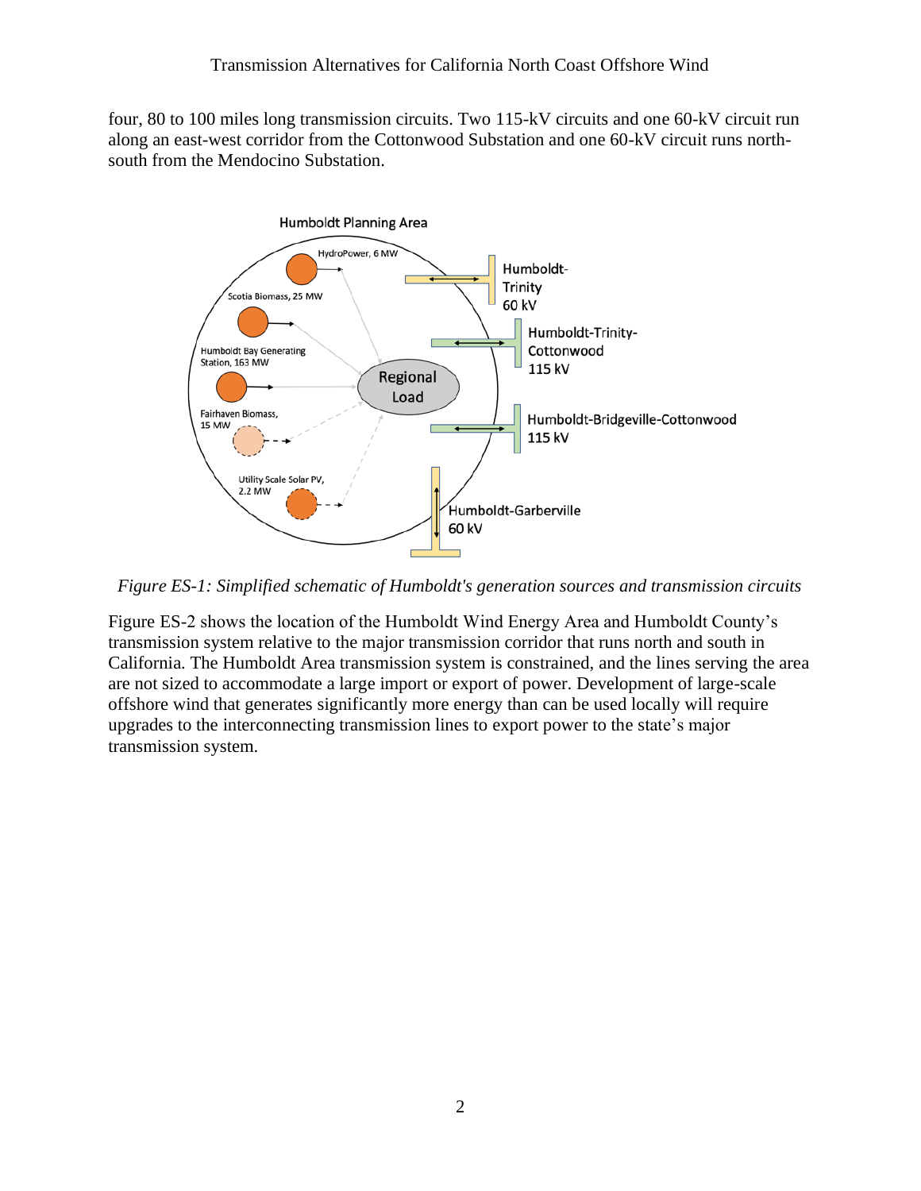four, 80 to 100 miles long transmission circuits. Two 115-kV circuits and one 60-kV circuit run along an east-west corridor from the Cottonwood Substation and one 60-kV circuit runs north-south from the Mendocino Substation.

*Figure ES-1: Simplified schematic of Humboldt's generation sources and transmission circuits*

Figure ES-2 shows the location of the Humboldt Wind Energy Area and Humboldt County's transmission system relative to the major transmission corridor that runs north and south in California. The Humboldt Area transmission system is constrained, and the lines serving the area are not sized to accommodate a large import or export of power. Development of large-scale offshore wind that generates significantly more energy than can be used locally will require upgrades to the interconnecting transmission lines to export power to the state's major transmission system.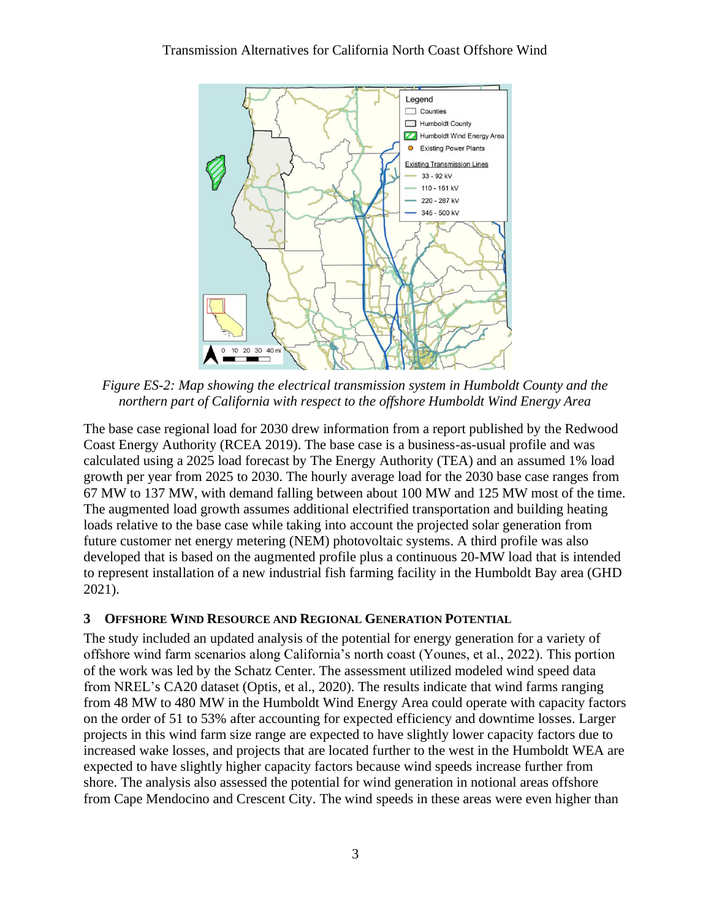*Figure ES-2: Map showing the electrical transmission system in Humboldt County and the northern part of California with respect to the offshore Humboldt Wind Energy Area*

The base case regional load for 2030 drew information from a report published by the Redwood Coast Energy Authority (RCEA 2019). The base case is a business-as-usual profile and was calculated using a 2025 load forecast by The Energy Authority (TEA) and an assumed 1% load growth per year from 2025 to 2030. The hourly average load for the 2030 base case ranges from 67 MW to 137 MW, with demand falling between about 100 MW and 125 MW most of the time. The augmented load growth assumes additional electrified transportation and building heating loads relative to the base case while taking into account the projected solar generation from future customer net energy metering (NEM) photovoltaic systems. A third profile was also developed that is based on the augmented profile plus a continuous 20-MW load that is intended to represent installation of a new industrial fish farming facility in the Humboldt Bay area (GHD 2021).

## 3 Offshore Wind Resource and Regional Generation Potential

The study included an updated analysis of the potential for energy generation for a variety of offshore wind farm scenarios along California's north coast (Younes, et al., 2022). This portion of the work was led by the Schatz Center. The assessment utilized modeled wind speed data from NREL's CA20 dataset (Optis, et al., 2020). The results indicate that wind farms ranging from 48 MW to 480 MW in the Humboldt Wind Energy Area could operate with capacity factors on the order of 51 to 53% after accounting for expected efficiency and downtime losses. Larger projects in this wind farm size range are expected to have slightly lower capacity factors due to increased wake losses, and projects that are located further to the west in the Humboldt WEA are expected to have slightly higher capacity factors because wind speeds increase further from shore. The analysis also assessed the potential for wind generation in notional areas offshore from Cape Mendocino and Crescent City. The wind speeds in these areas were even higher than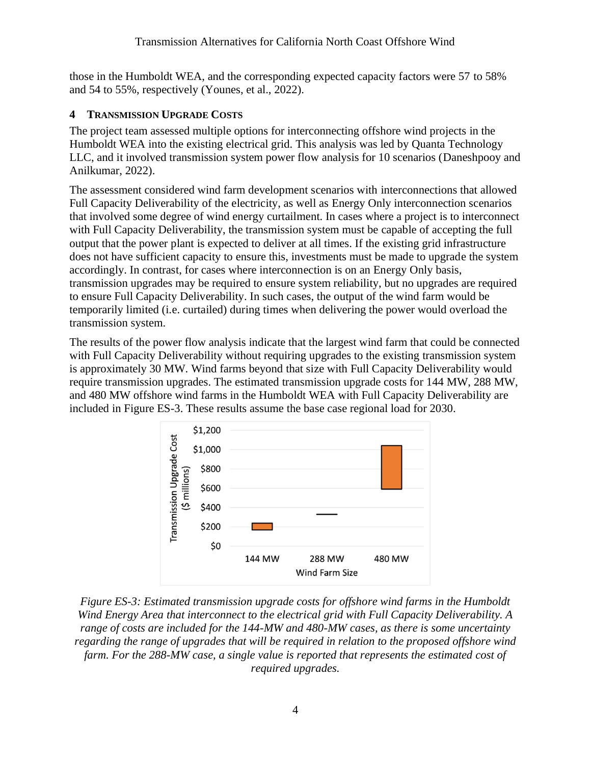those in the Humboldt WEA, and the corresponding expected capacity factors were 57 to 58% and 54 to 55%, respectively (Younes, et al., 2022).

## 4 TRANSMISSION UPGRADE COSTS

The project team assessed multiple options for interconnecting offshore wind projects in the Humboldt WEA into the existing electrical grid. This analysis was led by Quanta Technology LLC, and it involved transmission system power flow analysis for 10 scenarios (Daneshpooy and Anilkumar, 2022).

The assessment considered wind farm development scenarios with interconnections that allowed Full Capacity Deliverability of the electricity, as well as Energy Only interconnection scenarios that involved some degree of wind energy curtailment. In cases where a project is to interconnect with Full Capacity Deliverability, the transmission system must be capable of accepting the full output that the power plant is expected to deliver at all times. If the existing grid infrastructure does not have sufficient capacity to ensure this, investments must be made to upgrade the system accordingly. In contrast, for cases where interconnection is on an Energy Only basis, transmission upgrades may be required to ensure system reliability, but no upgrades are required to ensure Full Capacity Deliverability. In such cases, the output of the wind farm would be temporarily limited (i.e. curtailed) during times when delivering the power would overload the transmission system.

The results of the power flow analysis indicate that the largest wind farm that could be connected with Full Capacity Deliverability without requiring upgrades to the existing transmission system is approximately 30 MW. Wind farms beyond that size with Full Capacity Deliverability would require transmission upgrades. The estimated transmission upgrade costs for 144 MW, 288 MW, and 480 MW offshore wind farms in the Humboldt WEA with Full Capacity Deliverability are included in Figure ES-3. These results assume the base case regional load for 2030.

*Figure ES-3: Estimated transmission upgrade costs for offshore wind farms in the Humboldt Wind Energy Area that interconnect to the electrical grid with Full Capacity Deliverability. A range of costs are included for the 144-MW and 480-MW cases, as there is some uncertainty regarding the range of upgrades that will be required in relation to the proposed offshore wind farm. For the 288-MW case, a single value is reported that represents the estimated cost of required upgrades.*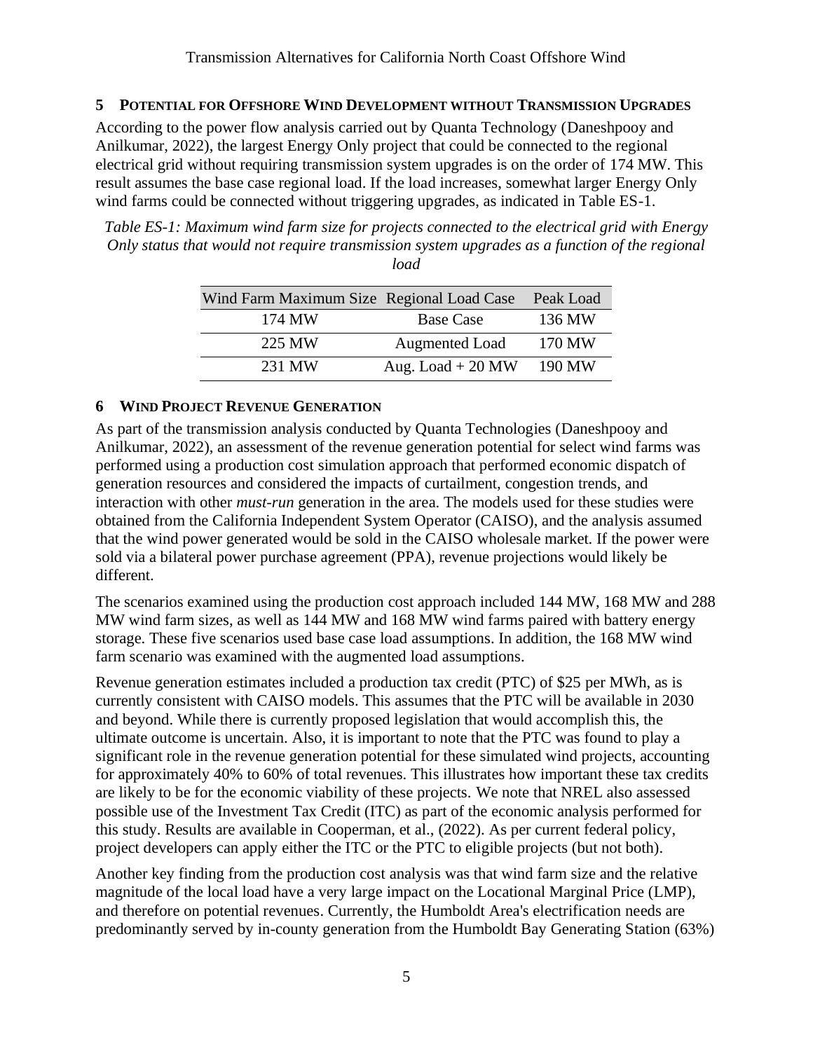## 5 Potential for Offshore Wind Development without Transmission Upgrades

According to the power flow analysis carried out by Quanta Technology (Daneshpooy and Anilkumar, 2022), the largest Energy Only project that could be connected to the regional electrical grid without requiring transmission system upgrades is on the order of 174 MW. This result assumes the base case regional load. If the load increases, somewhat larger Energy Only wind farms could be connected without triggering upgrades, as indicated in Table ES-1.

*Table ES-1: Maximum wind farm size for projects connected to the electrical grid with Energy Only status that would not require transmission system upgrades as a function of the regional load*

| Wind Farm Maximum Size | Regional Load Case | Peak Load |
|---|---|---|
| 174 MW | Base Case | 136 MW |
| 225 MW | Augmented Load | 170 MW |
| 231 MW | Aug. Load + 20 MW | 190 MW |

## 6 Wind Project Revenue Generation

As part of the transmission analysis conducted by Quanta Technologies (Daneshpooy and Anilkumar, 2022), an assessment of the revenue generation potential for select wind farms was performed using a production cost simulation approach that performed economic dispatch of generation resources and considered the impacts of curtailment, congestion trends, and interaction with other *must-run* generation in the area. The models used for these studies were obtained from the California Independent System Operator (CAISO), and the analysis assumed that the wind power generated would be sold in the CAISO wholesale market. If the power were sold via a bilateral power purchase agreement (PPA), revenue projections would likely be different.

The scenarios examined using the production cost approach included 144 MW, 168 MW and 288 MW wind farm sizes, as well as 144 MW and 168 MW wind farms paired with battery energy storage. These five scenarios used base case load assumptions. In addition, the 168 MW wind farm scenario was examined with the augmented load assumptions.

Revenue generation estimates included a production tax credit (PTC) of $25 per MWh, as is currently consistent with CAISO models. This assumes that the PTC will be available in 2030 and beyond. While there is currently proposed legislation that would accomplish this, the ultimate outcome is uncertain. Also, it is important to note that the PTC was found to play a significant role in the revenue generation potential for these simulated wind projects, accounting for approximately 40% to 60% of total revenues. This illustrates how important these tax credits are likely to be for the economic viability of these projects. We note that NREL also assessed possible use of the Investment Tax Credit (ITC) as part of the economic analysis performed for this study. Results are available in Cooperman, et al., (2022). As per current federal policy, project developers can apply either the ITC or the PTC to eligible projects (but not both).

Another key finding from the production cost analysis was that wind farm size and the relative magnitude of the local load have a very large impact on the Locational Marginal Price (LMP), and therefore on potential revenues. Currently, the Humboldt Area's electrification needs are predominantly served by in-county generation from the Humboldt Bay Generating Station (63%)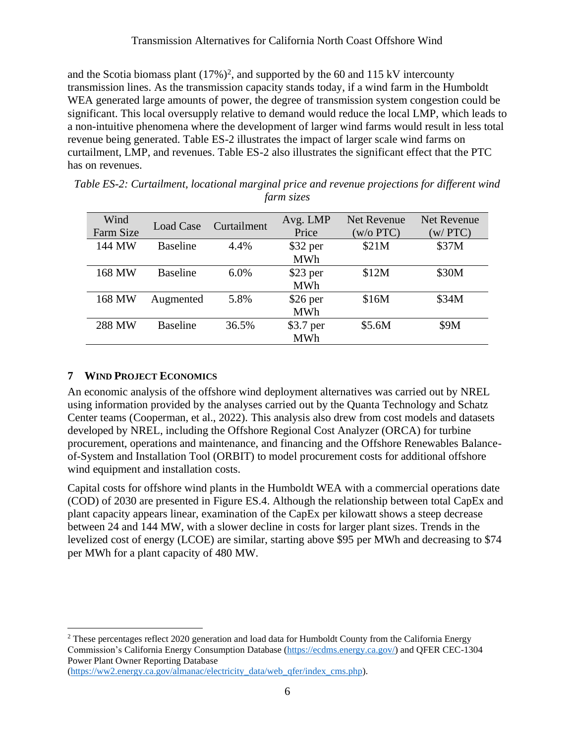and the Scotia biomass plant (17%)[2], and supported by the 60 and 115 kV intercounty transmission lines. As the transmission capacity stands today, if a wind farm in the Humboldt WEA generated large amounts of power, the degree of transmission system congestion could be significant. This local oversupply relative to demand would reduce the local LMP, which leads to a non-intuitive phenomena where the development of larger wind farms would result in less total revenue being generated. Table ES-2 illustrates the impact of larger scale wind farms on curtailment, LMP, and revenues. Table ES-2 also illustrates the significant effect that the PTC has on revenues.

*Table ES-2: Curtailment, locational marginal price and revenue projections for different wind farm sizes*

| Wind Farm Size | Load Case | Curtailment | Avg. LMP Price | Net Revenue (w/o PTC) | Net Revenue (w/ PTC) |
|---|---|---|---|---|---|
| 144 MW | Baseline | 4.4% | $32 per MWh | $21M | $37M |
| 168 MW | Baseline | 6.0% | $23 per MWh | $12M | $30M |
| 168 MW | Augmented | 5.8% | $26 per MWh | $16M | $34M |
| 288 MW | Baseline | 36.5% | $3.7 per MWh | $5.6M | $9M |

## 7 WIND PROJECT ECONOMICS

An economic analysis of the offshore wind deployment alternatives was carried out by NREL using information provided by the analyses carried out by the Quanta Technology and Schatz Center teams (Cooperman, et al., 2022). This analysis also drew from cost models and datasets developed by NREL, including the Offshore Regional Cost Analyzer (ORCA) for turbine procurement, operations and maintenance, and financing and the Offshore Renewables Balance-of-System and Installation Tool (ORBIT) to model procurement costs for additional offshore wind equipment and installation costs.

Capital costs for offshore wind plants in the Humboldt WEA with a commercial operations date (COD) of 2030 are presented in Figure ES.4. Although the relationship between total CapEx and plant capacity appears linear, examination of the CapEx per kilowatt shows a steep decrease between 24 and 144 MW, with a slower decline in costs for larger plant sizes. Trends in the levelized cost of energy (LCOE) are similar, starting above $95 per MWh and decreasing to $74 per MWh for a plant capacity of 480 MW.

[2] These percentages reflect 2020 generation and load data for Humboldt County from the California Energy Commission's California Energy Consumption Database (https://ecdms.energy.ca.gov/) and QFER CEC-1304 Power Plant Owner Reporting Database (https://ww2.energy.ca.gov/almanac/electricity_data/web_qfer/index_cms.php).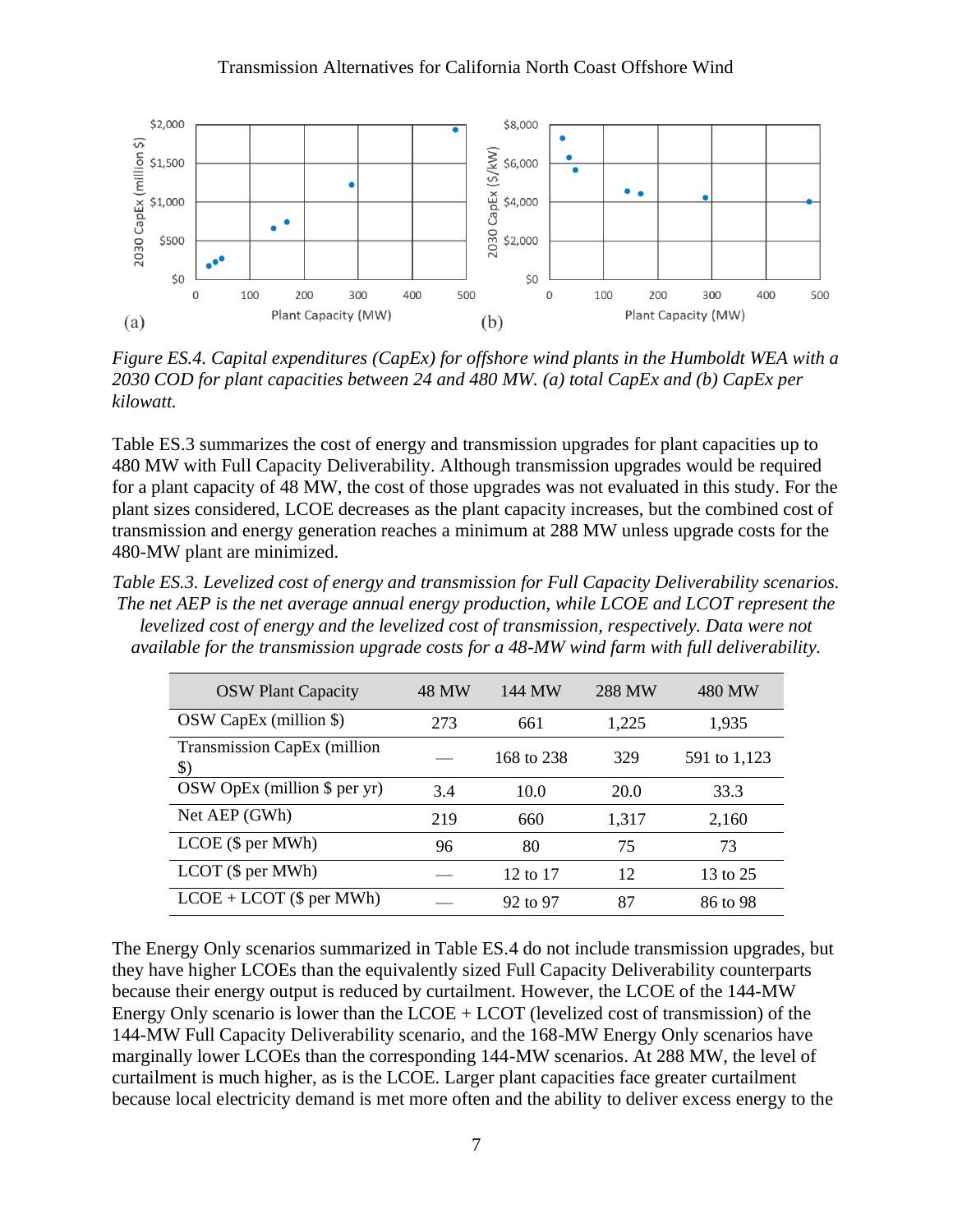*Figure ES.4. Capital expenditures (CapEx) for offshore wind plants in the Humboldt WEA with a 2030 COD for plant capacities between 24 and 480 MW. (a) total CapEx and (b) CapEx per kilowatt.*

Table ES.3 summarizes the cost of energy and transmission upgrades for plant capacities up to 480 MW with Full Capacity Deliverability. Although transmission upgrades would be required for a plant capacity of 48 MW, the cost of those upgrades was not evaluated in this study. For the plant sizes considered, LCOE decreases as the plant capacity increases, but the combined cost of transmission and energy generation reaches a minimum at 288 MW unless upgrade costs for the 480-MW plant are minimized.

*Table ES.3. Levelized cost of energy and transmission for Full Capacity Deliverability scenarios. The net AEP is the net average annual energy production, while LCOE and LCOT represent the levelized cost of energy and the levelized cost of transmission, respectively. Data were not available for the transmission upgrade costs for a 48-MW wind farm with full deliverability.*

| OSW Plant Capacity | 48 MW | 144 MW | 288 MW | 480 MW |
|---|---|---|---|---|
| OSW CapEx (million $) | 273 | 661 | 1,225 | 1,935 |
| Transmission CapEx (million $) | — | 168 to 238 | 329 | 591 to 1,123 |
| OSW OpEx (million $ per yr) | 3.4 | 10.0 | 20.0 | 33.3 |
| Net AEP (GWh) | 219 | 660 | 1,317 | 2,160 |
| LCOE ($ per MWh) | 96 | 80 | 75 | 73 |
| LCOT ($ per MWh) | — | 12 to 17 | 12 | 13 to 25 |
| LCOE + LCOT ($ per MWh) | — | 92 to 97 | 87 | 86 to 98 |

The Energy Only scenarios summarized in Table ES.4 do not include transmission upgrades, but they have higher LCOEs than the equivalently sized Full Capacity Deliverability counterparts because their energy output is reduced by curtailment. However, the LCOE of the 144-MW Energy Only scenario is lower than the LCOE + LCOT (levelized cost of transmission) of the 144-MW Full Capacity Deliverability scenario, and the 168-MW Energy Only scenarios have marginally lower LCOEs than the corresponding 144-MW scenarios. At 288 MW, the level of curtailment is much higher, as is the LCOE. Larger plant capacities face greater curtailment because local electricity demand is met more often and the ability to deliver excess energy to the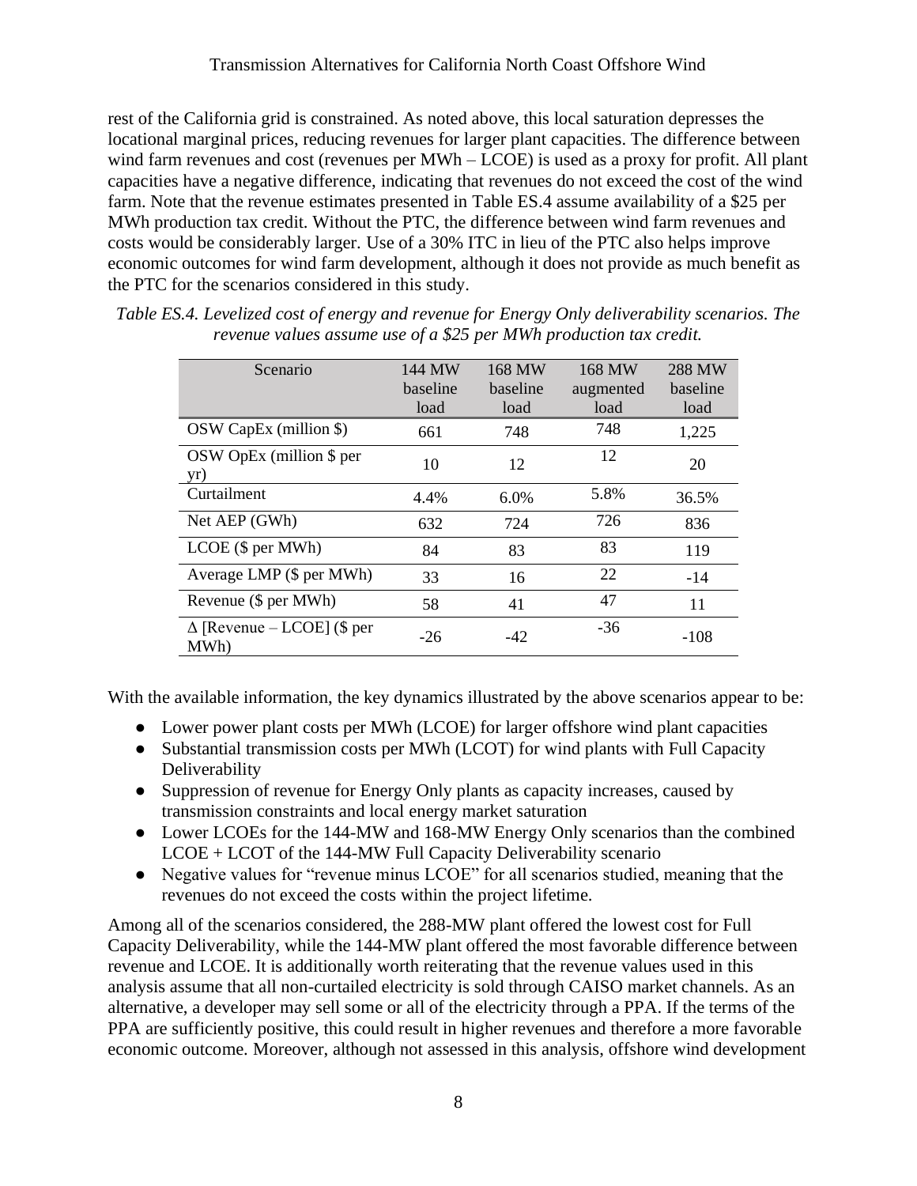rest of the California grid is constrained. As noted above, this local saturation depresses the locational marginal prices, reducing revenues for larger plant capacities. The difference between wind farm revenues and cost (revenues per MWh – LCOE) is used as a proxy for profit. All plant capacities have a negative difference, indicating that revenues do not exceed the cost of the wind farm. Note that the revenue estimates presented in Table ES.4 assume availability of a $25 per MWh production tax credit. Without the PTC, the difference between wind farm revenues and costs would be considerably larger. Use of a 30% ITC in lieu of the PTC also helps improve economic outcomes for wind farm development, although it does not provide as much benefit as the PTC for the scenarios considered in this study.

*Table ES.4. Levelized cost of energy and revenue for Energy Only deliverability scenarios. The revenue values assume use of a $25 per MWh production tax credit.*

| Scenario | 144 MW baseline load | 168 MW baseline load | 168 MW augmented load | 288 MW baseline load |
|---|---|---|---|---|
| OSW CapEx (million $) | 661 | 748 | 748 | 1,225 |
| OSW OpEx (million $ per yr) | 10 | 12 | 12 | 20 |
| Curtailment | 4.4% | 6.0% | 5.8% | 36.5% |
| Net AEP (GWh) | 632 | 724 | 726 | 836 |
| LCOE ($ per MWh) | 84 | 83 | 83 | 119 |
| Average LMP ($ per MWh) | 33 | 16 | 22 | -14 |
| Revenue ($ per MWh) | 58 | 41 | 47 | 11 |
| Δ [Revenue – LCOE] ($ per MWh) | -26 | -42 | -36 | -108 |

With the available information, the key dynamics illustrated by the above scenarios appear to be:

- Lower power plant costs per MWh (LCOE) for larger offshore wind plant capacities
- Substantial transmission costs per MWh (LCOT) for wind plants with Full Capacity Deliverability
- Suppression of revenue for Energy Only plants as capacity increases, caused by transmission constraints and local energy market saturation
- Lower LCOEs for the 144-MW and 168-MW Energy Only scenarios than the combined LCOE + LCOT of the 144-MW Full Capacity Deliverability scenario
- Negative values for "revenue minus LCOE" for all scenarios studied, meaning that the revenues do not exceed the costs within the project lifetime.

Among all of the scenarios considered, the 288-MW plant offered the lowest cost for Full Capacity Deliverability, while the 144-MW plant offered the most favorable difference between revenue and LCOE. It is additionally worth reiterating that the revenue values used in this analysis assume that all non-curtailed electricity is sold through CAISO market channels. As an alternative, a developer may sell some or all of the electricity through a PPA. If the terms of the PPA are sufficiently positive, this could result in higher revenues and therefore a more favorable economic outcome. Moreover, although not assessed in this analysis, offshore wind development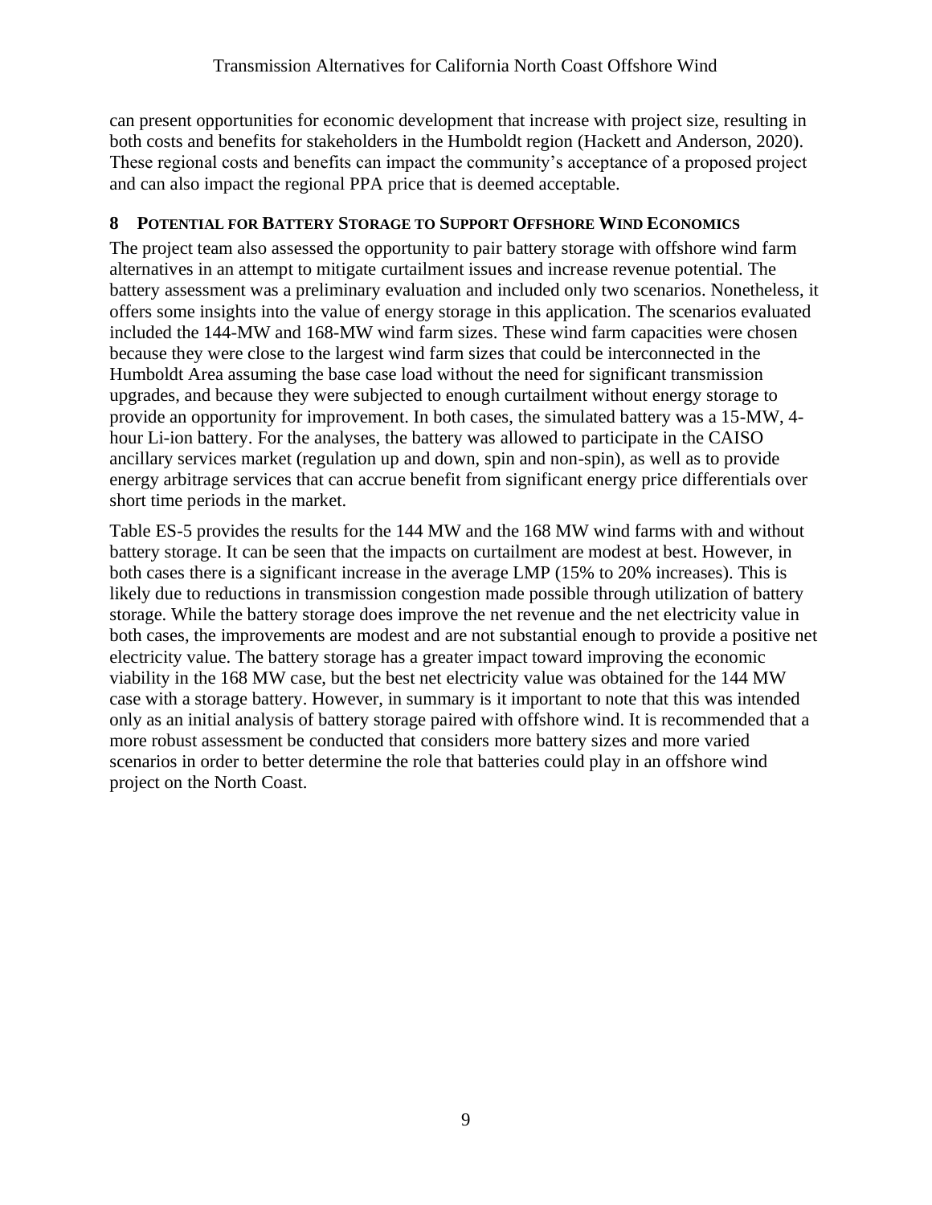can present opportunities for economic development that increase with project size, resulting in both costs and benefits for stakeholders in the Humboldt region (Hackett and Anderson, 2020). These regional costs and benefits can impact the community's acceptance of a proposed project and can also impact the regional PPA price that is deemed acceptable.

## 8 POTENTIAL FOR BATTERY STORAGE TO SUPPORT OFFSHORE WIND ECONOMICS

The project team also assessed the opportunity to pair battery storage with offshore wind farm alternatives in an attempt to mitigate curtailment issues and increase revenue potential. The battery assessment was a preliminary evaluation and included only two scenarios. Nonetheless, it offers some insights into the value of energy storage in this application. The scenarios evaluated included the 144-MW and 168-MW wind farm sizes. These wind farm capacities were chosen because they were close to the largest wind farm sizes that could be interconnected in the Humboldt Area assuming the base case load without the need for significant transmission upgrades, and because they were subjected to enough curtailment without energy storage to provide an opportunity for improvement. In both cases, the simulated battery was a 15-MW, 4-hour Li-ion battery. For the analyses, the battery was allowed to participate in the CAISO ancillary services market (regulation up and down, spin and non-spin), as well as to provide energy arbitrage services that can accrue benefit from significant energy price differentials over short time periods in the market.

Table ES-5 provides the results for the 144 MW and the 168 MW wind farms with and without battery storage. It can be seen that the impacts on curtailment are modest at best. However, in both cases there is a significant increase in the average LMP (15% to 20% increases). This is likely due to reductions in transmission congestion made possible through utilization of battery storage. While the battery storage does improve the net revenue and the net electricity value in both cases, the improvements are modest and are not substantial enough to provide a positive net electricity value. The battery storage has a greater impact toward improving the economic viability in the 168 MW case, but the best net electricity value was obtained for the 144 MW case with a storage battery. However, in summary is it important to note that this was intended only as an initial analysis of battery storage paired with offshore wind. It is recommended that a more robust assessment be conducted that considers more battery sizes and more varied scenarios in order to better determine the role that batteries could play in an offshore wind project on the North Coast.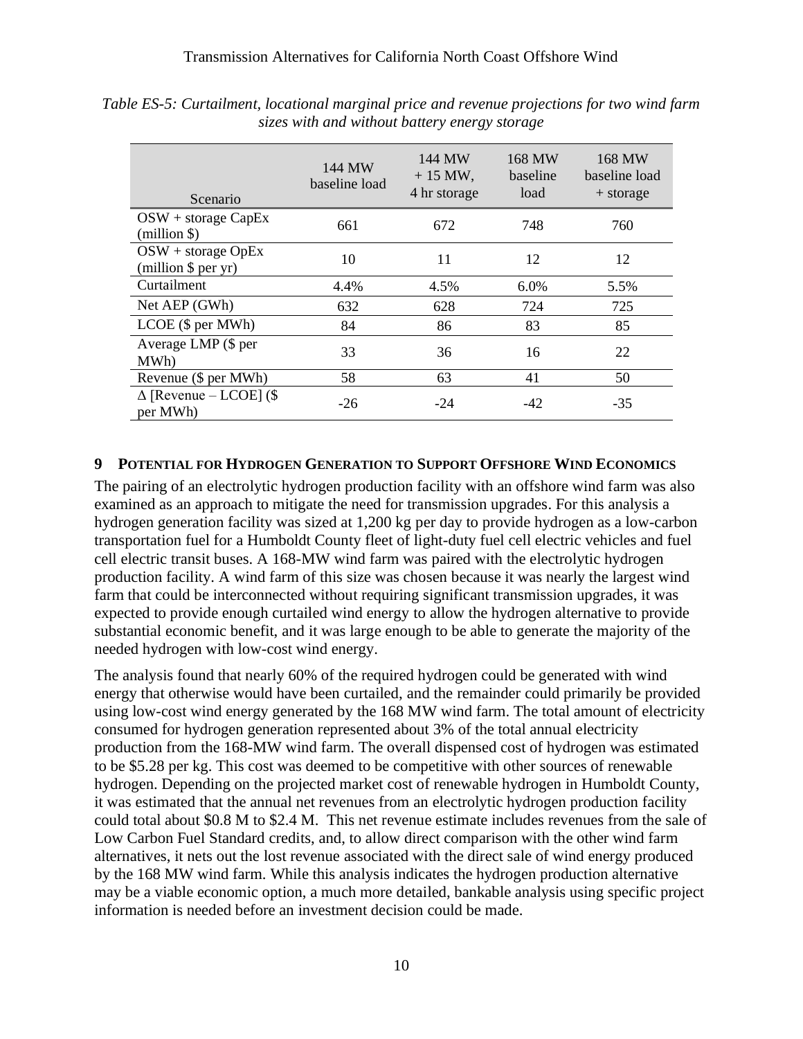*Table ES-5: Curtailment, locational marginal price and revenue projections for two wind farm sizes with and without battery energy storage*

| Scenario | 144 MW baseline load | 144 MW + 15 MW, 4 hr storage | 168 MW baseline load | 168 MW baseline load + storage |
|---|---|---|---|---|
| OSW + storage CapEx (million $) | 661 | 672 | 748 | 760 |
| OSW + storage OpEx (million $ per yr) | 10 | 11 | 12 | 12 |
| Curtailment | 4.4% | 4.5% | 6.0% | 5.5% |
| Net AEP (GWh) | 632 | 628 | 724 | 725 |
| LCOE ($ per MWh) | 84 | 86 | 83 | 85 |
| Average LMP ($ per MWh) | 33 | 36 | 16 | 22 |
| Revenue ($ per MWh) | 58 | 63 | 41 | 50 |
| $\Delta$ [Revenue – LCOE] ($ per MWh) | -26 | -24 | -42 | -35 |

## 9 Potential for Hydrogen Generation to Support Offshore Wind Economics

The pairing of an electrolytic hydrogen production facility with an offshore wind farm was also examined as an approach to mitigate the need for transmission upgrades. For this analysis a hydrogen generation facility was sized at 1,200 kg per day to provide hydrogen as a low-carbon transportation fuel for a Humboldt County fleet of light-duty fuel cell electric vehicles and fuel cell electric transit buses. A 168-MW wind farm was paired with the electrolytic hydrogen production facility. A wind farm of this size was chosen because it was nearly the largest wind farm that could be interconnected without requiring significant transmission upgrades, it was expected to provide enough curtailed wind energy to allow the hydrogen alternative to provide substantial economic benefit, and it was large enough to be able to generate the majority of the needed hydrogen with low-cost wind energy.

The analysis found that nearly 60% of the required hydrogen could be generated with wind energy that otherwise would have been curtailed, and the remainder could primarily be provided using low-cost wind energy generated by the 168 MW wind farm. The total amount of electricity consumed for hydrogen generation represented about 3% of the total annual electricity production from the 168-MW wind farm. The overall dispensed cost of hydrogen was estimated to be $5.28 per kg. This cost was deemed to be competitive with other sources of renewable hydrogen. Depending on the projected market cost of renewable hydrogen in Humboldt County, it was estimated that the annual net revenues from an electrolytic hydrogen production facility could total about $0.8 M to $2.4 M. This net revenue estimate includes revenues from the sale of Low Carbon Fuel Standard credits, and, to allow direct comparison with the other wind farm alternatives, it nets out the lost revenue associated with the direct sale of wind energy produced by the 168 MW wind farm. While this analysis indicates the hydrogen production alternative may be a viable economic option, a much more detailed, bankable analysis using specific project information is needed before an investment decision could be made.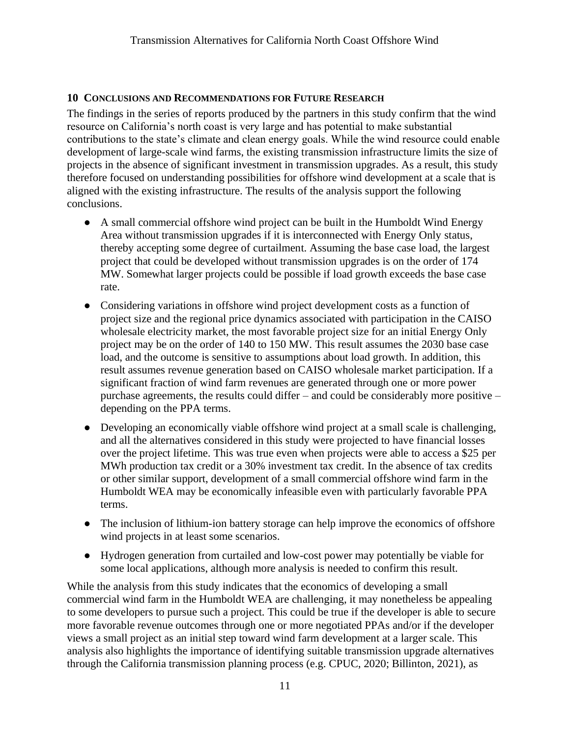## 10 Conclusions and Recommendations for Future Research

The findings in the series of reports produced by the partners in this study confirm that the wind resource on California's north coast is very large and has potential to make substantial contributions to the state's climate and clean energy goals. While the wind resource could enable development of large-scale wind farms, the existing transmission infrastructure limits the size of projects in the absence of significant investment in transmission upgrades. As a result, this study therefore focused on understanding possibilities for offshore wind development at a scale that is aligned with the existing infrastructure. The results of the analysis support the following conclusions.

- A small commercial offshore wind project can be built in the Humboldt Wind Energy Area without transmission upgrades if it is interconnected with Energy Only status, thereby accepting some degree of curtailment. Assuming the base case load, the largest project that could be developed without transmission upgrades is on the order of 174 MW. Somewhat larger projects could be possible if load growth exceeds the base case rate.
- Considering variations in offshore wind project development costs as a function of project size and the regional price dynamics associated with participation in the CAISO wholesale electricity market, the most favorable project size for an initial Energy Only project may be on the order of 140 to 150 MW. This result assumes the 2030 base case load, and the outcome is sensitive to assumptions about load growth. In addition, this result assumes revenue generation based on CAISO wholesale market participation. If a significant fraction of wind farm revenues are generated through one or more power purchase agreements, the results could differ – and could be considerably more positive – depending on the PPA terms.
- Developing an economically viable offshore wind project at a small scale is challenging, and all the alternatives considered in this study were projected to have financial losses over the project lifetime. This was true even when projects were able to access a $25 per MWh production tax credit or a 30% investment tax credit. In the absence of tax credits or other similar support, development of a small commercial offshore wind farm in the Humboldt WEA may be economically infeasible even with particularly favorable PPA terms.
- The inclusion of lithium-ion battery storage can help improve the economics of offshore wind projects in at least some scenarios.
- Hydrogen generation from curtailed and low-cost power may potentially be viable for some local applications, although more analysis is needed to confirm this result.

While the analysis from this study indicates that the economics of developing a small commercial wind farm in the Humboldt WEA are challenging, it may nonetheless be appealing to some developers to pursue such a project. This could be true if the developer is able to secure more favorable revenue outcomes through one or more negotiated PPAs and/or if the developer views a small project as an initial step toward wind farm development at a larger scale. This analysis also highlights the importance of identifying suitable transmission upgrade alternatives through the California transmission planning process (e.g. CPUC, 2020; Billinton, 2021), as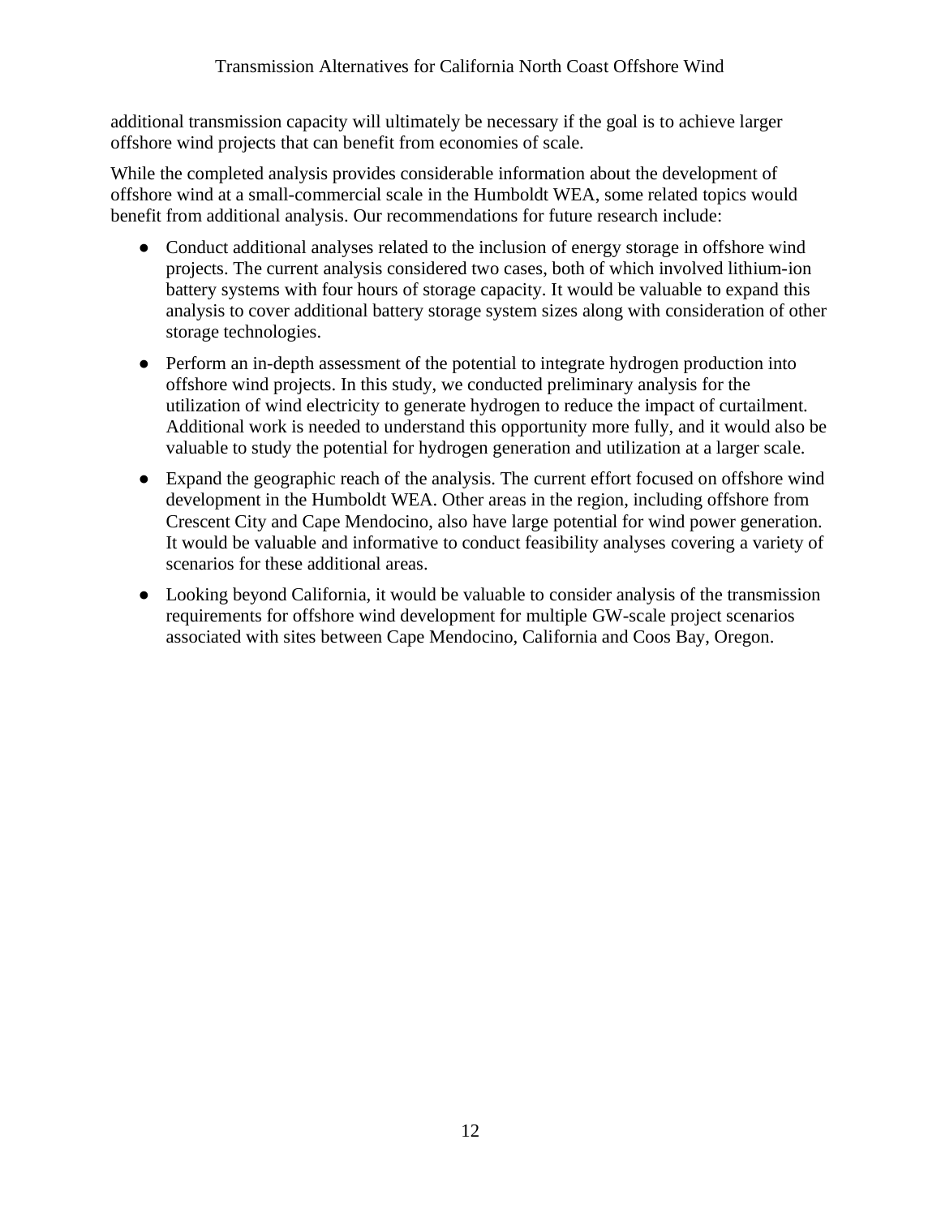additional transmission capacity will ultimately be necessary if the goal is to achieve larger offshore wind projects that can benefit from economies of scale.

While the completed analysis provides considerable information about the development of offshore wind at a small-commercial scale in the Humboldt WEA, some related topics would benefit from additional analysis. Our recommendations for future research include:

- Conduct additional analyses related to the inclusion of energy storage in offshore wind projects. The current analysis considered two cases, both of which involved lithium-ion battery systems with four hours of storage capacity. It would be valuable to expand this analysis to cover additional battery storage system sizes along with consideration of other storage technologies.
- Perform an in-depth assessment of the potential to integrate hydrogen production into offshore wind projects. In this study, we conducted preliminary analysis for the utilization of wind electricity to generate hydrogen to reduce the impact of curtailment. Additional work is needed to understand this opportunity more fully, and it would also be valuable to study the potential for hydrogen generation and utilization at a larger scale.
- Expand the geographic reach of the analysis. The current effort focused on offshore wind development in the Humboldt WEA. Other areas in the region, including offshore from Crescent City and Cape Mendocino, also have large potential for wind power generation. It would be valuable and informative to conduct feasibility analyses covering a variety of scenarios for these additional areas.
- Looking beyond California, it would be valuable to consider analysis of the transmission requirements for offshore wind development for multiple GW-scale project scenarios associated with sites between Cape Mendocino, California and Coos Bay, Oregon.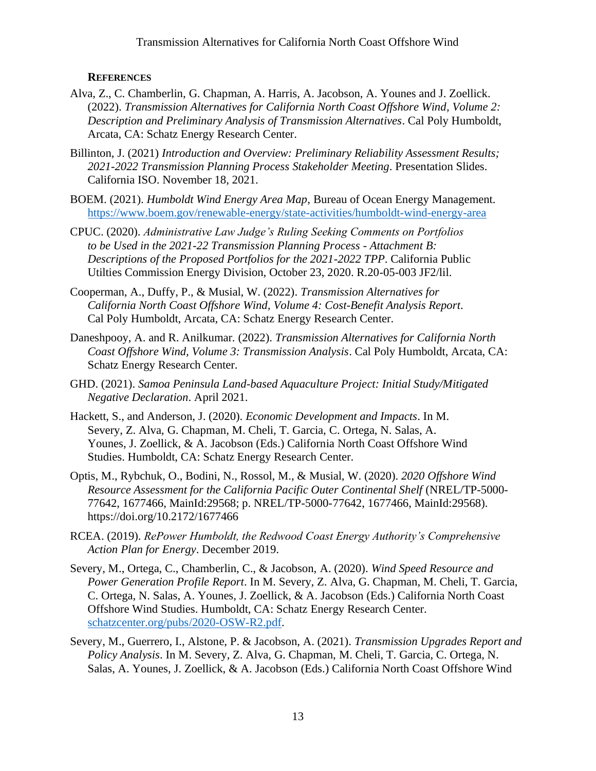## REFERENCES

Alva, Z., C. Chamberlin, G. Chapman, A. Harris, A. Jacobson, A. Younes and J. Zoellick. (2022). *Transmission Alternatives for California North Coast Offshore Wind, Volume 2: Description and Preliminary Analysis of Transmission Alternatives*. Cal Poly Humboldt, Arcata, CA: Schatz Energy Research Center.

Billinton, J. (2021) *Introduction and Overview: Preliminary Reliability Assessment Results; 2021-2022 Transmission Planning Process Stakeholder Meeting*. Presentation Slides. California ISO. November 18, 2021.

BOEM. (2021). *Humboldt Wind Energy Area Map*, Bureau of Ocean Energy Management. https://www.boem.gov/renewable-energy/state-activities/humboldt-wind-energy-area

CPUC. (2020). *Administrative Law Judge's Ruling Seeking Comments on Portfolios to be Used in the 2021-22 Transmission Planning Process - Attachment B: Descriptions of the Proposed Portfolios for the 2021-2022 TPP*. California Public Utilties Commission Energy Division, October 23, 2020. R.20-05-003 JF2/lil.

Cooperman, A., Duffy, P., & Musial, W. (2022). *Transmission Alternatives for California North Coast Offshore Wind, Volume 4: Cost-Benefit Analysis Report*. Cal Poly Humboldt, Arcata, CA: Schatz Energy Research Center.

Daneshpooy, A. and R. Anilkumar. (2022). *Transmission Alternatives for California North Coast Offshore Wind, Volume 3: Transmission Analysis*. Cal Poly Humboldt, Arcata, CA: Schatz Energy Research Center.

GHD. (2021). *Samoa Peninsula Land-based Aquaculture Project: Initial Study/Mitigated Negative Declaration*. April 2021.

Hackett, S., and Anderson, J. (2020). *Economic Development and Impacts*. In M. Severy, Z. Alva, G. Chapman, M. Cheli, T. Garcia, C. Ortega, N. Salas, A. Younes, J. Zoellick, & A. Jacobson (Eds.) California North Coast Offshore Wind Studies. Humboldt, CA: Schatz Energy Research Center.

Optis, M., Rybchuk, O., Bodini, N., Rossol, M., & Musial, W. (2020). *2020 Offshore Wind Resource Assessment for the California Pacific Outer Continental Shelf* (NREL/TP-5000-77642, 1677466, MainId:29568; p. NREL/TP-5000-77642, 1677466, MainId:29568). https://doi.org/10.2172/1677466

RCEA. (2019). *RePower Humboldt, the Redwood Coast Energy Authority's Comprehensive Action Plan for Energy*. December 2019.

Severy, M., Ortega, C., Chamberlin, C., & Jacobson, A. (2020). *Wind Speed Resource and Power Generation Profile Report*. In M. Severy, Z. Alva, G. Chapman, M. Cheli, T. Garcia, C. Ortega, N. Salas, A. Younes, J. Zoellick, & A. Jacobson (Eds.) California North Coast Offshore Wind Studies. Humboldt, CA: Schatz Energy Research Center. schatzcenter.org/pubs/2020-OSW-R2.pdf.

Severy, M., Guerrero, I., Alstone, P. & Jacobson, A. (2021). *Transmission Upgrades Report and Policy Analysis*. In M. Severy, Z. Alva, G. Chapman, M. Cheli, T. Garcia, C. Ortega, N. Salas, A. Younes, J. Zoellick, & A. Jacobson (Eds.) California North Coast Offshore Wind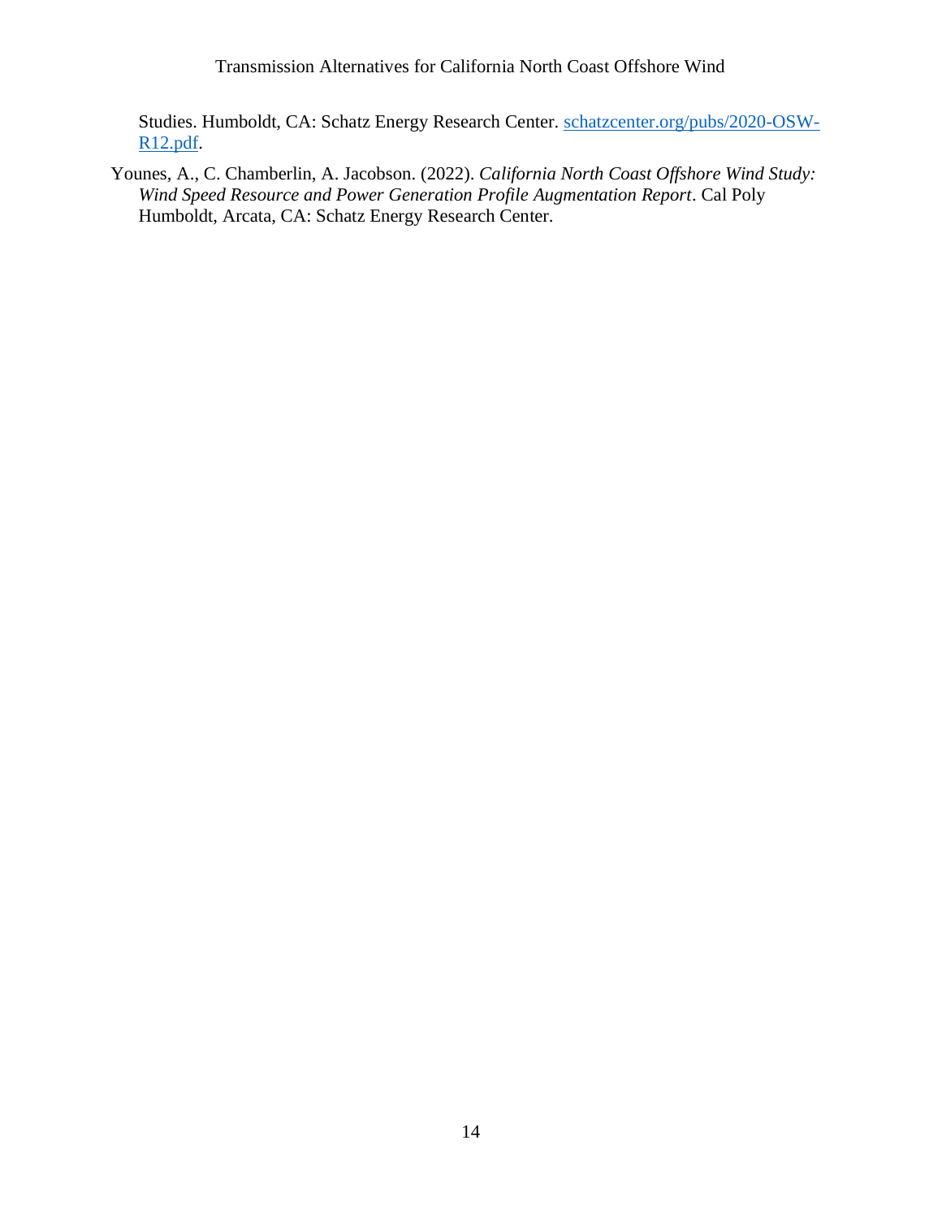Studies. Humboldt, CA: Schatz Energy Research Center. [schatzcenter.org/pubs/2020-OSW-R12.pdf](https://schatzcenter.org/pubs/2020-OSW-R12.pdf).

Younes, A., C. Chamberlin, A. Jacobson. (2022). *California North Coast Offshore Wind Study: Wind Speed Resource and Power Generation Profile Augmentation Report*. Cal Poly Humboldt, Arcata, CA: Schatz Energy Research Center.